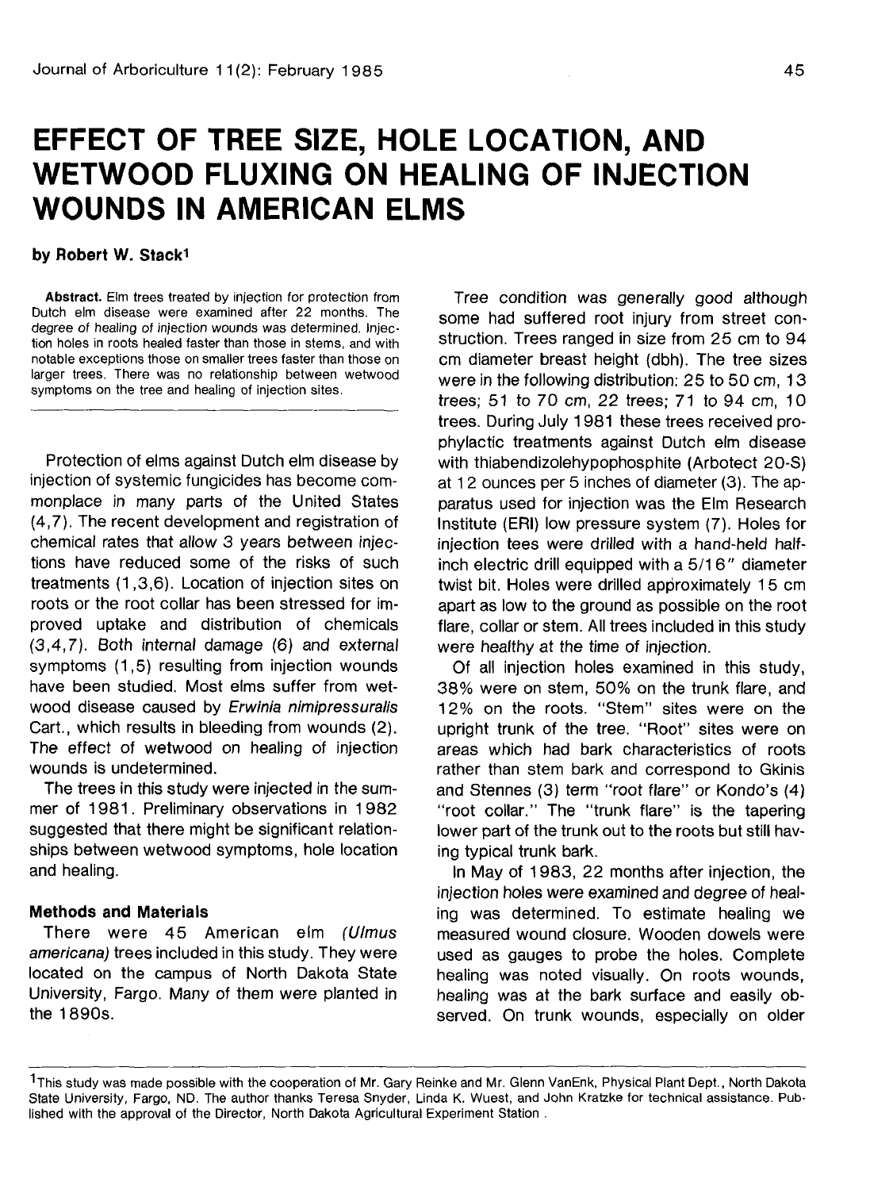# EFFECT OF TREE SIZE, HOLE LOCATION, AND WETWOOD FLUXING ON HEALING OF INJECTION WOUNDS IN AMERICAN ELMS

**by Robert W. Stack[1]**

**Abstract.** Elm trees treated by injection for protection from Dutch elm disease were examined after 22 months. The degree of healing of injection wounds was determined. Injection holes in roots healed faster than those in stems, and with notable exceptions those on smaller trees faster than those on larger trees. There was no relationship between wetwood symptoms on the tree and healing of injection sites.

Protection of elms against Dutch elm disease by injection of systemic fungicides has become commonplace in many parts of the United States (4,7). The recent development and registration of chemical rates that allow 3 years between injections have reduced some of the risks of such treatments (1,3,6). Location of injection sites on roots or the root collar has been stressed for improved uptake and distribution of chemicals (3,4,7). Both internal damage (6) and external symptoms (1,5) resulting from injection wounds have been studied. Most elms suffer from wetwood disease caused by *Erwinia nimipressuralis* Cart., which results in bleeding from wounds (2). The effect of wetwood on healing of injection wounds is undetermined.

The trees in this study were injected in the summer of 1981. Preliminary observations in 1982 suggested that there might be significant relationships between wetwood symptoms, hole location and healing.

## Methods and Materials

There were 45 American elm *(Ulmus americana)* trees included in this study. They were located on the campus of North Dakota State University, Fargo. Many of them were planted in the 1890s.

Tree condition was generally good although some had suffered root injury from street construction. Trees ranged in size from 25 cm to 94 cm diameter breast height (dbh). The tree sizes were in the following distribution: 25 to 50 cm, 13 trees; 51 to 70 cm, 22 trees; 71 to 94 cm, 10 trees. During July 1981 these trees received prophylactic treatments against Dutch elm disease with thiabendizolehypophosphite (Arbotect 20-S) at 12 ounces per 5 inches of diameter (3). The apparatus used for injection was the Elm Research Institute (ERI) low pressure system (7). Holes for injection tees were drilled with a hand-held half-inch electric drill equipped with a 5/16" diameter twist bit. Holes were drilled approximately 15 cm apart as low to the ground as possible on the root flare, collar or stem. All trees included in this study were healthy at the time of injection.

Of all injection holes examined in this study, 38% were on stem, 50% on the trunk flare, and 12% on the roots. "Stem" sites were on the upright trunk of the tree. "Root" sites were on areas which had bark characteristics of roots rather than stem bark and correspond to Gkinis and Stennes (3) term "root flare" or Kondo's (4) "root collar." The "trunk flare" is the tapering lower part of the trunk out to the roots but still having typical trunk bark.

In May of 1983, 22 months after injection, the injection holes were examined and degree of healing was determined. To estimate healing we measured wound closure. Wooden dowels were used as gauges to probe the holes. Complete healing was noted visually. On roots wounds, healing was at the bark surface and easily observed. On trunk wounds, especially on older

---

[1]This study was made possible with the cooperation of Mr. Gary Reinke and Mr. Glenn VanEnk, Physical Plant Dept., North Dakota State University, Fargo, ND. The author thanks Teresa Snyder, Linda K. Wuest, and John Kratzke for technical assistance. Published with the approval of the Director, North Dakota Agricultural Experiment Station.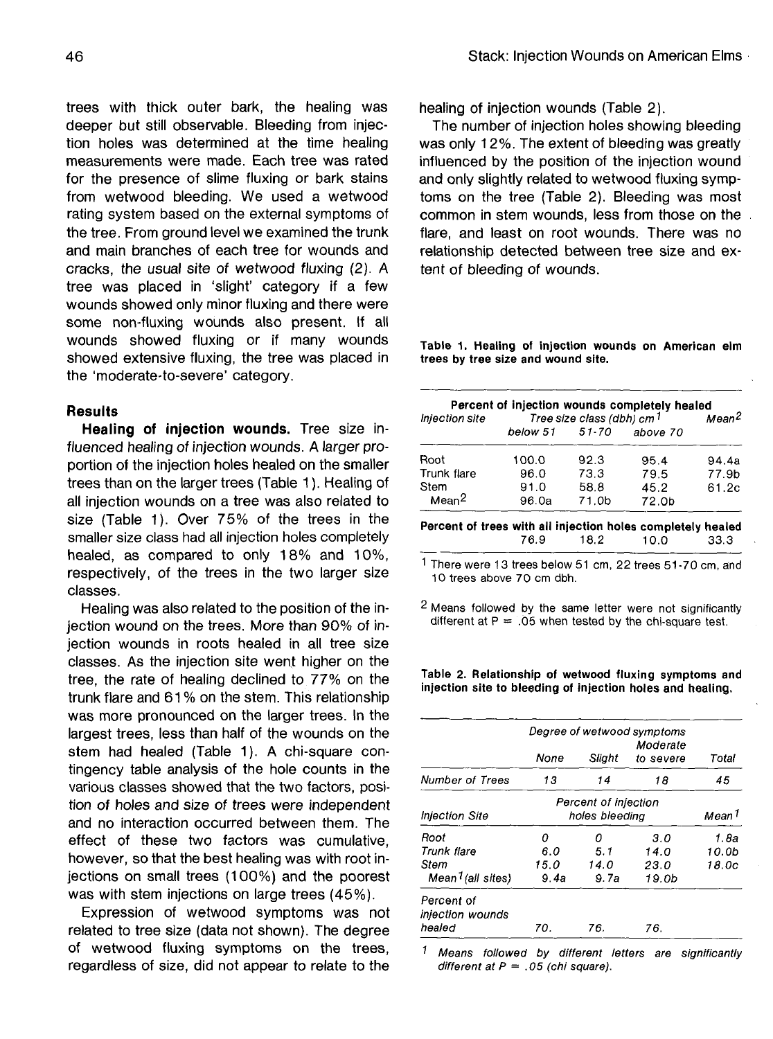trees with thick outer bark, the healing was deeper but still observable. Bleeding from injection holes was determined at the time healing measurements were made. Each tree was rated for the presence of slime fluxing or bark stains from wetwood bleeding. We used a wetwood rating system based on the external symptoms of the tree. From ground level we examined the trunk and main branches of each tree for wounds and cracks, the usual site of wetwood fluxing (2). A tree was placed in 'slight' category if a few wounds showed only minor fluxing and there were some non-fluxing wounds also present. If all wounds showed fluxing or if many wounds showed extensive fluxing, the tree was placed in the 'moderate-to-severe' category.

## Results

**Healing of injection wounds.** Tree size influenced healing of injection wounds. A larger proportion of the injection holes healed on the smaller trees than on the larger trees (Table 1). Healing of all injection wounds on a tree was also related to size (Table 1). Over 75% of the trees in the smaller size class had all injection holes completely healed, as compared to only 18% and 10%, respectively, of the trees in the two larger size classes.

Healing was also related to the position of the injection wound on the trees. More than 90% of injection wounds in roots healed in all tree size classes. As the injection site went higher on the tree, the rate of healing declined to 77% on the trunk flare and 61% on the stem. This relationship was more pronounced on the larger trees. In the largest trees, less than half of the wounds on the stem had healed (Table 1). A chi-square contingency table analysis of the hole counts in the various classes showed that the two factors, position of holes and size of trees were independent and no interaction occurred between them. The effect of these two factors was cumulative, however, so that the best healing was with root injections on small trees (100%) and the poorest was with stem injections on large trees (45%).

Expression of wetwood symptoms was not related to tree size (data not shown). The degree of wetwood fluxing symptoms on the trees, regardless of size, did not appear to relate to the healing of injection wounds (Table 2).

The number of injection holes showing bleeding was only 12%. The extent of bleeding was greatly influenced by the position of the injection wound and only slightly related to wetwood fluxing symptoms on the tree (Table 2). Bleeding was most common in stem wounds, less from those on the flare, and least on root wounds. There was no relationship detected between tree size and extent of bleeding of wounds.

**Table 1. Healing of injection wounds on American elm trees by tree size and wound site.**

| Percent of injection wounds completely healed | | | | |
|---|---|---|---|---|
| Injection site | Tree size class (dbh) cm[1] | | | Mean[2] |
| | below 51 | 51-70 | above 70 | |
| Root | 100.0 | 92.3 | 95.4 | 94.4a |
| Trunk flare | 96.0 | 73.3 | 79.5 | 77.9b |
| Stem | 91.0 | 58.8 | 45.2 | 61.2c |
| Mean[2] | 96.0a | 71.0b | 72.0b | |
| **Percent of trees with all injection holes completely healed** | 76.9 | 18.2 | 10.0 | 33.3 |

[1] There were 13 trees below 51 cm, 22 trees 51-70 cm, and 10 trees above 70 cm dbh.

[2] Means followed by the same letter were not significantly different at P = .05 when tested by the chi-square test.

**Table 2. Relationship of wetwood fluxing symptoms and injection site to bleeding of injection holes and healing.**

| | Degree of wetwood symptoms | | | |
|---|---|---|---|---|
| | None | Slight | Moderate to severe | Total |
| Number of Trees | 13 | 14 | 18 | 45 |
| Injection Site | Percent of injection holes bleeding | | | Mean[1] |
| Root | 0 | 0 | 3.0 | 1.8a |
| Trunk flare | 6.0 | 5.1 | 14.0 | 10.0b |
| Stem | 15.0 | 14.0 | 23.0 | 18.0c |
| Mean[1] (all sites) | 9.4a | 9.7a | 19.0b | |
| Percent of injection wounds healed | 70. | 76. | 76. | |

[1] *Means followed by different letters are significantly different at P = .05 (chi square).*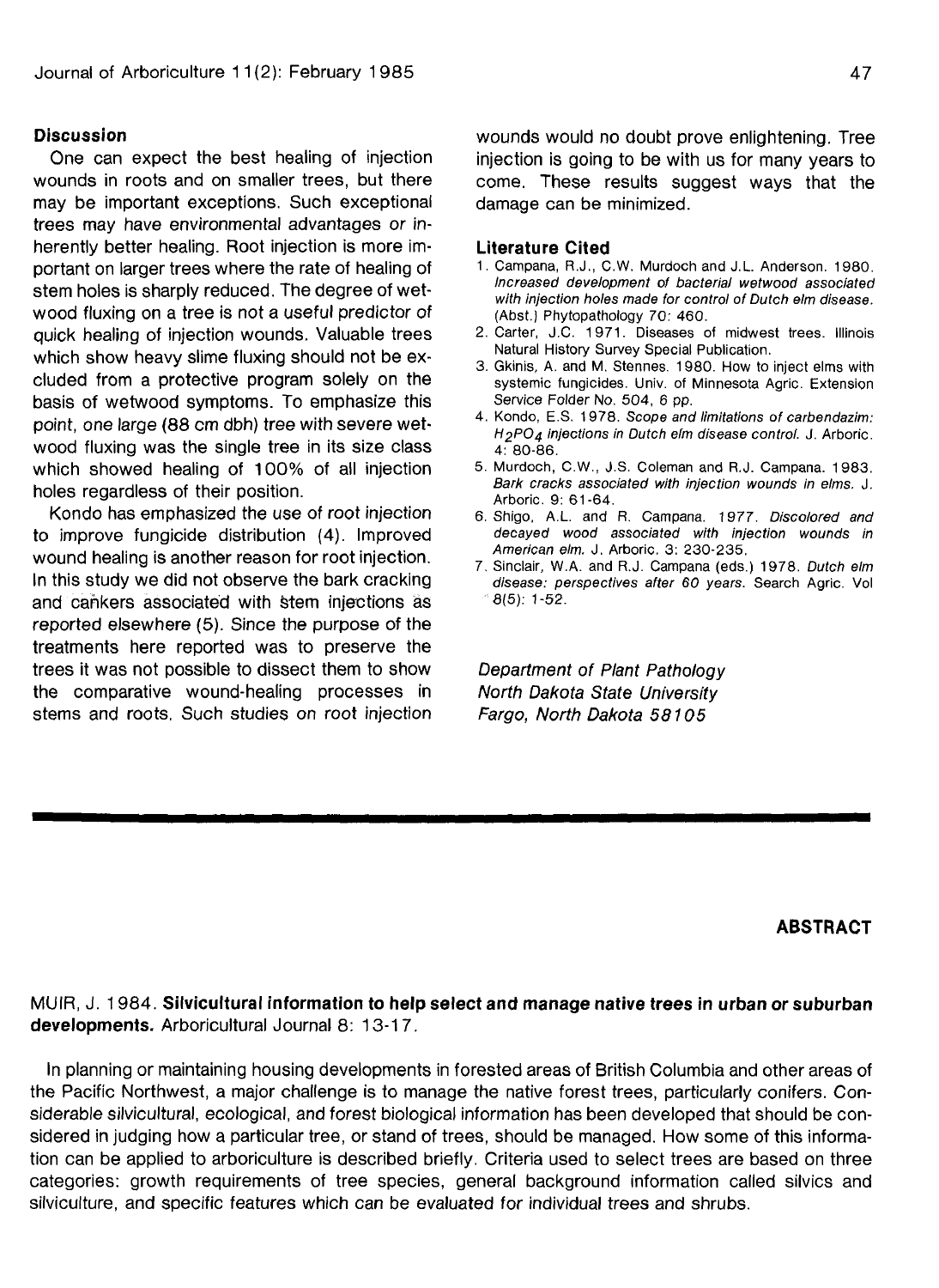## Discussion

One can expect the best healing of injection wounds in roots and on smaller trees, but there may be important exceptions. Such exceptional trees may have environmental advantages or inherently better healing. Root injection is more important on larger trees where the rate of healing of stem holes is sharply reduced. The degree of wetwood fluxing on a tree is not a useful predictor of quick healing of injection wounds. Valuable trees which show heavy slime fluxing should not be excluded from a protective program solely on the basis of wetwood symptoms. To emphasize this point, one large (88 cm dbh) tree with severe wetwood fluxing was the single tree in its size class which showed healing of 100% of all injection holes regardless of their position.

Kondo has emphasized the use of root injection to improve fungicide distribution (4). Improved wound healing is another reason for root injection. In this study we did not observe the bark cracking and cankers associated with stem injections as reported elsewhere (5). Since the purpose of the treatments here reported was to preserve the trees it was not possible to dissect them to show the comparative wound-healing processes in stems and roots. Such studies on root injection wounds would no doubt prove enlightening. Tree injection is going to be with us for many years to come. These results suggest ways that the damage can be minimized.

## Literature Cited

1. Campana, R.J., C.W. Murdoch and J.L. Anderson. 1980. *Increased development of bacterial wetwood associated with injection holes made for control of Dutch elm disease.* (Abst.) Phytopathology 70: 460.
2. Carter, J.C. 1971. Diseases of midwest trees. Illinois Natural History Survey Special Publication.
3. Gkinis, A. and M. Stennes. 1980. How to inject elms with systemic fungicides. Univ. of Minnesota Agric. Extension Service Folder No. 504, 6 pp.
4. Kondo, E.S. 1978. *Scope and limitations of carbendazim: $H_2PO_4$ injections in Dutch elm disease control.* J. Arboric. 4: 80-86.
5. Murdoch, C.W., J.S. Coleman and R.J. Campana. 1983. *Bark cracks associated with injection wounds in elms.* J. Arboric. 9: 61-64.
6. Shigo, A.L. and R. Campana. 1977. *Discolored and decayed wood associated with injection wounds in American elm.* J. Arboric. 3: 230-235.
7. Sinclair, W.A. and R.J. Campana (eds.) 1978. *Dutch elm disease: perspectives after 60 years.* Search Agric. Vol 8(5): 1-52.

*Department of Plant Pathology*
*North Dakota State University*
*Fargo, North Dakota 58105*

## ABSTRACT

MUIR, J. 1984. **Silvicultural information to help select and manage native trees in urban or suburban developments.** Arboricultural Journal 8: 13-17.

In planning or maintaining housing developments in forested areas of British Columbia and other areas of the Pacific Northwest, a major challenge is to manage the native forest trees, particularly conifers. Considerable silvicultural, ecological, and forest biological information has been developed that should be considered in judging how a particular tree, or stand of trees, should be managed. How some of this information can be applied to arboriculture is described briefly. Criteria used to select trees are based on three categories: growth requirements of tree species, general background information called silvics and silviculture, and specific features which can be evaluated for individual trees and shrubs.